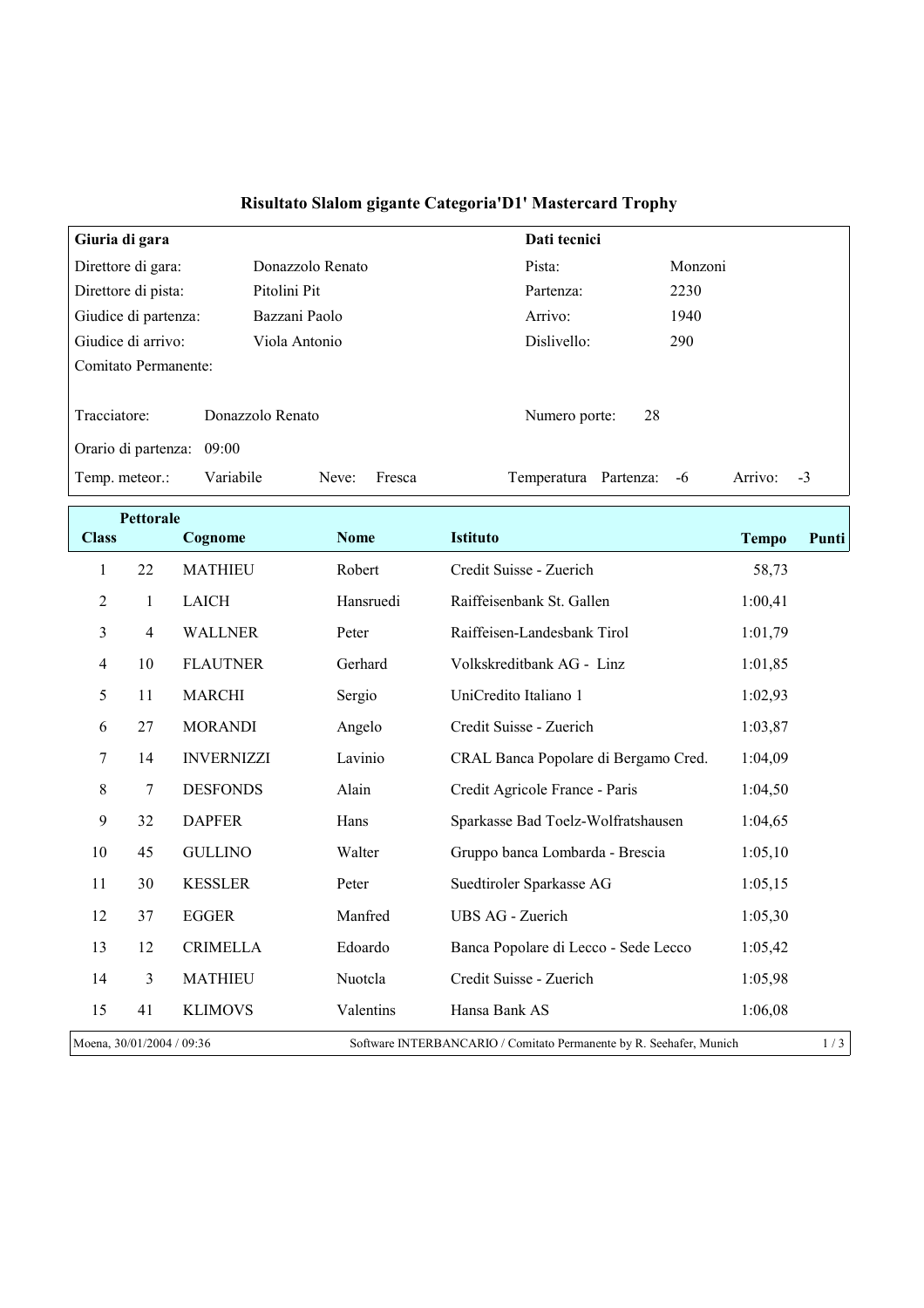# Risultato Slalom gigante Categoria'D1' Mastercard Trophy

| Giuria di gara | | Dati tecnici | |
|---|---|---|---|
| Direttore di gara: | Donazzolo Renato | Pista: | Monzoni |
| Direttore di pista: | Pitolini Pit | Partenza: | 2230 |
| Giudice di partenza: | Bazzani Paolo | Arrivo: | 1940 |
| Giudice di arrivo: | Viola Antonio | Dislivello: | 290 |
| Comitato Permanente: | | | |
| Tracciatore: | Donazzolo Renato | Numero porte: | 28 |
| Orario di partenza: | 09:00 | | |
| Temp. meteor.: | Variabile Neve: Fresca | Temperatura | Partenza: -6 Arrivo: -3 |

| Class | Pettorale | Cognome | Nome | Istituto | Tempo | Punti |
|---|---|---|---|---|---|---|
| 1 | 22 | MATHIEU | Robert | Credit Suisse - Zuerich | 58,73 | |
| 2 | 1 | LAICH | Hansruedi | Raiffeisenbank St. Gallen | 1:00,41 | |
| 3 | 4 | WALLNER | Peter | Raiffeisen-Landesbank Tirol | 1:01,79 | |
| 4 | 10 | FLAUTNER | Gerhard | Volkskreditbank AG - Linz | 1:01,85 | |
| 5 | 11 | MARCHI | Sergio | UniCredito Italiano 1 | 1:02,93 | |
| 6 | 27 | MORANDI | Angelo | Credit Suisse - Zuerich | 1:03,87 | |
| 7 | 14 | INVERNIZZI | Lavinio | CRAL Banca Popolare di Bergamo Cred. | 1:04,09 | |
| 8 | 7 | DESFONDS | Alain | Credit Agricole France - Paris | 1:04,50 | |
| 9 | 32 | DAPFER | Hans | Sparkasse Bad Toelz-Wolfratshausen | 1:04,65 | |
| 10 | 45 | GULLINO | Walter | Gruppo banca Lombarda - Brescia | 1:05,10 | |
| 11 | 30 | KESSLER | Peter | Suedtiroler Sparkasse AG | 1:05,15 | |
| 12 | 37 | EGGER | Manfred | UBS AG - Zuerich | 1:05,30 | |
| 13 | 12 | CRIMELLA | Edoardo | Banca Popolare di Lecco - Sede Lecco | 1:05,42 | |
| 14 | 3 | MATHIEU | Nuotcla | Credit Suisse - Zuerich | 1:05,98 | |
| 15 | 41 | KLIMOVS | Valentins | Hansa Bank AS | 1:06,08 | |

Moena, 30/01/2004 / 09:36 — Software INTERBANCARIO / Comitato Permanente by R. Seehafer, Munich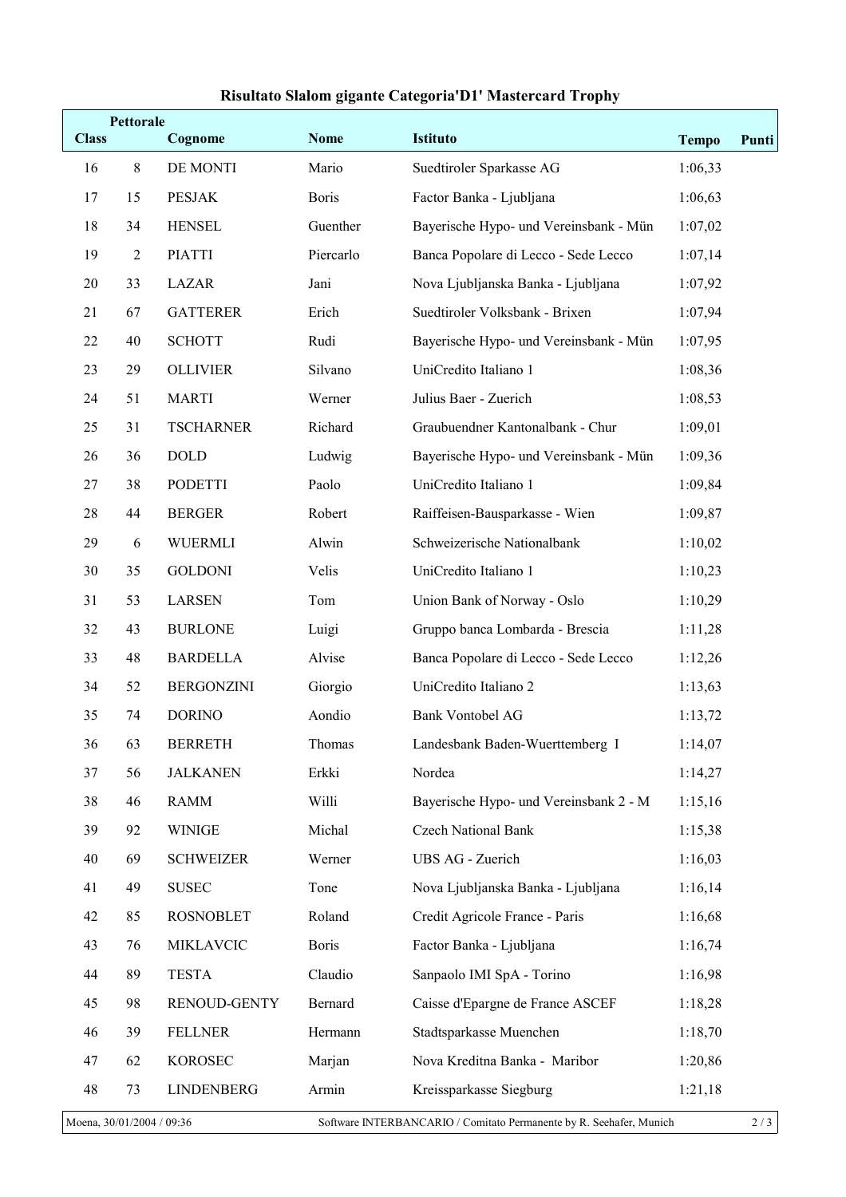## Risultato Slalom gigante Categoria'D1' Mastercard Trophy

| Class | Pettorale | Cognome | Nome | Istituto | Tempo | Punti |
|---|---|---|---|---|---|---|
| 16 | 8 | DE MONTI | Mario | Suedtiroler Sparkasse AG | 1:06,33 | |
| 17 | 15 | PESJAK | Boris | Factor Banka - Ljubljana | 1:06,63 | |
| 18 | 34 | HENSEL | Guenther | Bayerische Hypo- und Vereinsbank - Mün | 1:07,02 | |
| 19 | 2 | PIATTI | Piercarlo | Banca Popolare di Lecco - Sede Lecco | 1:07,14 | |
| 20 | 33 | LAZAR | Jani | Nova Ljubljanska Banka - Ljubljana | 1:07,92 | |
| 21 | 67 | GATTERER | Erich | Suedtiroler Volksbank - Brixen | 1:07,94 | |
| 22 | 40 | SCHOTT | Rudi | Bayerische Hypo- und Vereinsbank - Mün | 1:07,95 | |
| 23 | 29 | OLLIVIER | Silvano | UniCredito Italiano 1 | 1:08,36 | |
| 24 | 51 | MARTI | Werner | Julius Baer - Zuerich | 1:08,53 | |
| 25 | 31 | TSCHARNER | Richard | Graubuendner Kantonalbank - Chur | 1:09,01 | |
| 26 | 36 | DOLD | Ludwig | Bayerische Hypo- und Vereinsbank - Mün | 1:09,36 | |
| 27 | 38 | PODETTI | Paolo | UniCredito Italiano 1 | 1:09,84 | |
| 28 | 44 | BERGER | Robert | Raiffeisen-Bausparkasse - Wien | 1:09,87 | |
| 29 | 6 | WUERMLI | Alwin | Schweizerische Nationalbank | 1:10,02 | |
| 30 | 35 | GOLDONI | Velis | UniCredito Italiano 1 | 1:10,23 | |
| 31 | 53 | LARSEN | Tom | Union Bank of Norway - Oslo | 1:10,29 | |
| 32 | 43 | BURLONE | Luigi | Gruppo banca Lombarda - Brescia | 1:11,28 | |
| 33 | 48 | BARDELLA | Alvise | Banca Popolare di Lecco - Sede Lecco | 1:12,26 | |
| 34 | 52 | BERGONZINI | Giorgio | UniCredito Italiano 2 | 1:13,63 | |
| 35 | 74 | DORINO | Aondio | Bank Vontobel AG | 1:13,72 | |
| 36 | 63 | BERRETH | Thomas | Landesbank Baden-Wuerttemberg I | 1:14,07 | |
| 37 | 56 | JALKANEN | Erkki | Nordea | 1:14,27 | |
| 38 | 46 | RAMM | Willi | Bayerische Hypo- und Vereinsbank 2 - M | 1:15,16 | |
| 39 | 92 | WINIGE | Michal | Czech National Bank | 1:15,38 | |
| 40 | 69 | SCHWEIZER | Werner | UBS AG - Zuerich | 1:16,03 | |
| 41 | 49 | SUSEC | Tone | Nova Ljubljanska Banka - Ljubljana | 1:16,14 | |
| 42 | 85 | ROSNOBLET | Roland | Credit Agricole France - Paris | 1:16,68 | |
| 43 | 76 | MIKLAVCIC | Boris | Factor Banka - Ljubljana | 1:16,74 | |
| 44 | 89 | TESTA | Claudio | Sanpaolo IMI SpA - Torino | 1:16,98 | |
| 45 | 98 | RENOUD-GENTY | Bernard | Caisse d'Epargne de France ASCEF | 1:18,28 | |
| 46 | 39 | FELLNER | Hermann | Stadtsparkasse Muenchen | 1:18,70 | |
| 47 | 62 | KOROSEC | Marjan | Nova Kreditna Banka - Maribor | 1:20,86 | |
| 48 | 73 | LINDENBERG | Armin | Kreissparkasse Siegburg | 1:21,18 | |

Moena, 30/01/2004 / 09:36 — Software INTERBANCARIO / Comitato Permanente by R. Seehafer, Munich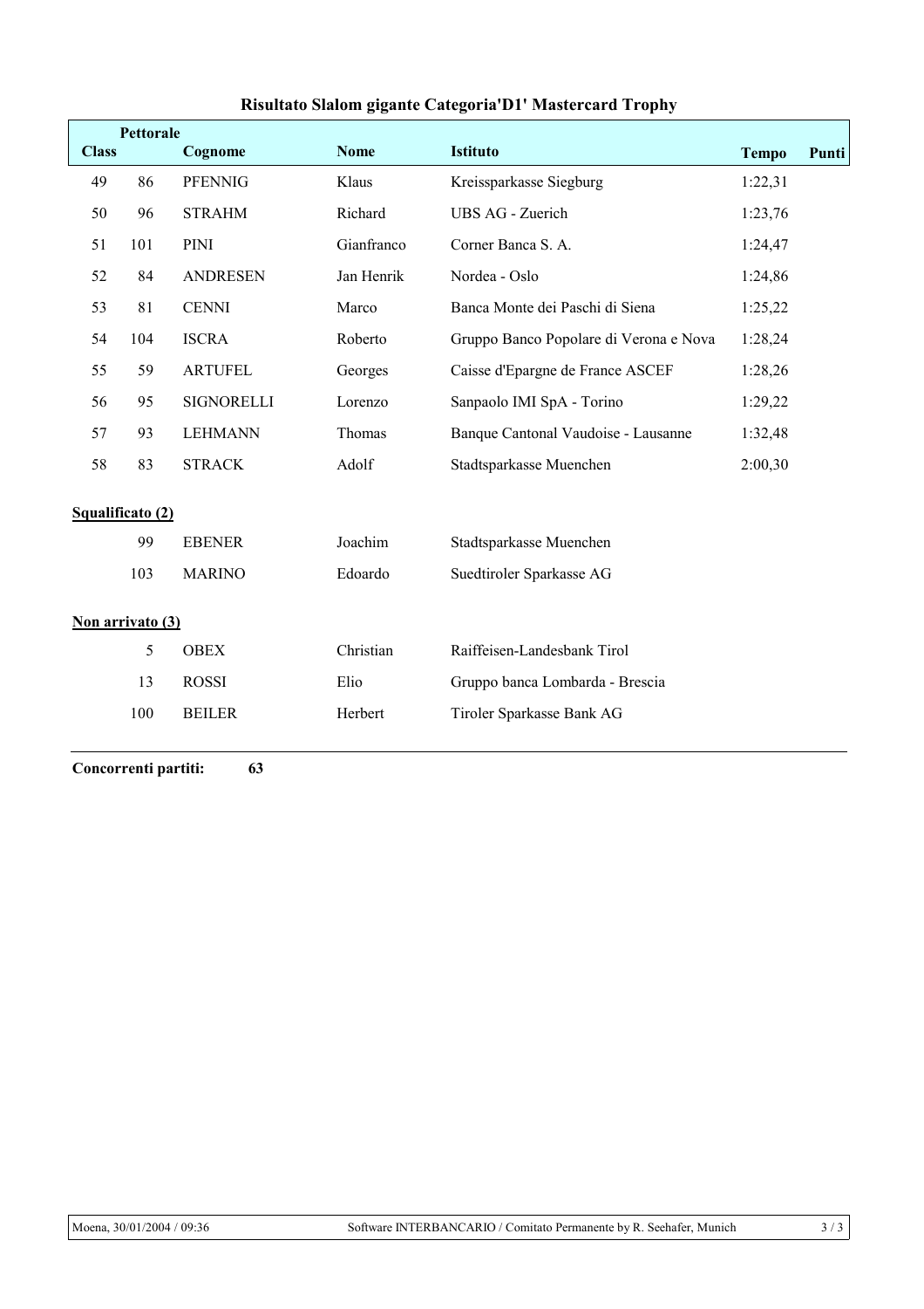## Risultato Slalom gigante Categoria'D1' Mastercard Trophy

| Class | Pettorale | Cognome | Nome | Istituto | Tempo | Punti |
|---|---|---|---|---|---|---|
| 49 | 86 | PFENNIG | Klaus | Kreissparkasse Siegburg | 1:22,31 | |
| 50 | 96 | STRAHM | Richard | UBS AG - Zuerich | 1:23,76 | |
| 51 | 101 | PINI | Gianfranco | Corner Banca S. A. | 1:24,47 | |
| 52 | 84 | ANDRESEN | Jan Henrik | Nordea - Oslo | 1:24,86 | |
| 53 | 81 | CENNI | Marco | Banca Monte dei Paschi di Siena | 1:25,22 | |
| 54 | 104 | ISCRA | Roberto | Gruppo Banco Popolare di Verona e Nova | 1:28,24 | |
| 55 | 59 | ARTUFEL | Georges | Caisse d'Epargne de France ASCEF | 1:28,26 | |
| 56 | 95 | SIGNORELLI | Lorenzo | Sanpaolo IMI SpA - Torino | 1:29,22 | |
| 57 | 93 | LEHMANN | Thomas | Banque Cantonal Vaudoise - Lausanne | 1:32,48 | |
| 58 | 83 | STRACK | Adolf | Stadtsparkasse Muenchen | 2:00,30 | |

**Squalificato (2)**

| Pettorale | Cognome | Nome | Istituto |
|---|---|---|---|
| 99 | EBENER | Joachim | Stadtsparkasse Muenchen |
| 103 | MARINO | Edoardo | Suedtiroler Sparkasse AG |

**Non arrivato (3)**

| Pettorale | Cognome | Nome | Istituto |
|---|---|---|---|
| 5 | OBEX | Christian | Raiffeisen-Landesbank Tirol |
| 13 | ROSSI | Elio | Gruppo banca Lombarda - Brescia |
| 100 | BEILER | Herbert | Tiroler Sparkasse Bank AG |

**Concorrenti partiti: 63**

Moena, 30/01/2004 / 09:36 — Software INTERBANCARIO / Comitato Permanente by R. Seehafer, Munich